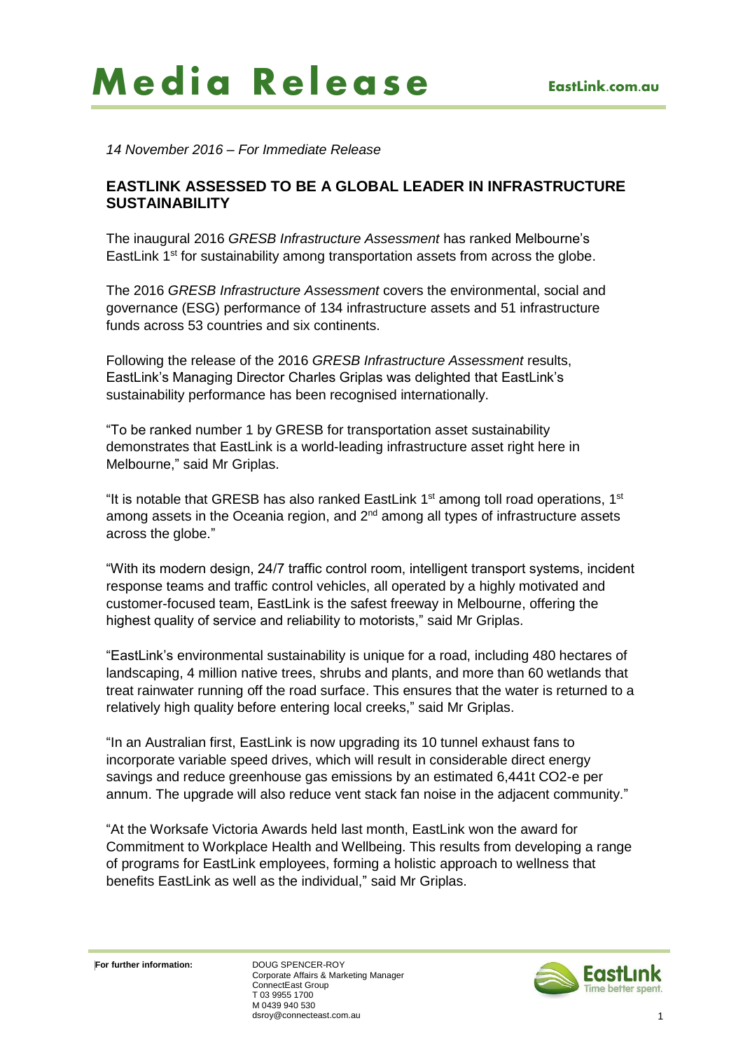# Media Release

EastLink.com.au

*14 November 2016 – For Immediate Release*

## EASTLINK ASSESSED TO BE A GLOBAL LEADER IN INFRASTRUCTURE SUSTAINABILITY

The inaugural 2016 *GRESB Infrastructure Assessment* has ranked Melbourne's EastLink 1st for sustainability among transportation assets from across the globe.

The 2016 *GRESB Infrastructure Assessment* covers the environmental, social and governance (ESG) performance of 134 infrastructure assets and 51 infrastructure funds across 53 countries and six continents.

Following the release of the 2016 *GRESB Infrastructure Assessment* results, EastLink's Managing Director Charles Griplas was delighted that EastLink's sustainability performance has been recognised internationally.

"To be ranked number 1 by GRESB for transportation asset sustainability demonstrates that EastLink is a world-leading infrastructure asset right here in Melbourne," said Mr Griplas.

"It is notable that GRESB has also ranked EastLink 1st among toll road operations, 1st among assets in the Oceania region, and 2nd among all types of infrastructure assets across the globe."

"With its modern design, 24/7 traffic control room, intelligent transport systems, incident response teams and traffic control vehicles, all operated by a highly motivated and customer-focused team, EastLink is the safest freeway in Melbourne, offering the highest quality of service and reliability to motorists," said Mr Griplas.

"EastLink's environmental sustainability is unique for a road, including 480 hectares of landscaping, 4 million native trees, shrubs and plants, and more than 60 wetlands that treat rainwater running off the road surface. This ensures that the water is returned to a relatively high quality before entering local creeks," said Mr Griplas.

"In an Australian first, EastLink is now upgrading its 10 tunnel exhaust fans to incorporate variable speed drives, which will result in considerable direct energy savings and reduce greenhouse gas emissions by an estimated 6,441t $CO_2$-e per annum. The upgrade will also reduce vent stack fan noise in the adjacent community."

"At the Worksafe Victoria Awards held last month, EastLink won the award for Commitment to Workplace Health and Wellbeing. This results from developing a range of programs for EastLink employees, forming a holistic approach to wellness that benefits EastLink as well as the individual," said Mr Griplas.

**For further information:**

DOUG SPENCER-ROY
Corporate Affairs & Marketing Manager
ConnectEast Group
T 03 9955 1700
M 0439 940 530
dsroy@connecteast.com.au

EastLink Time better spent.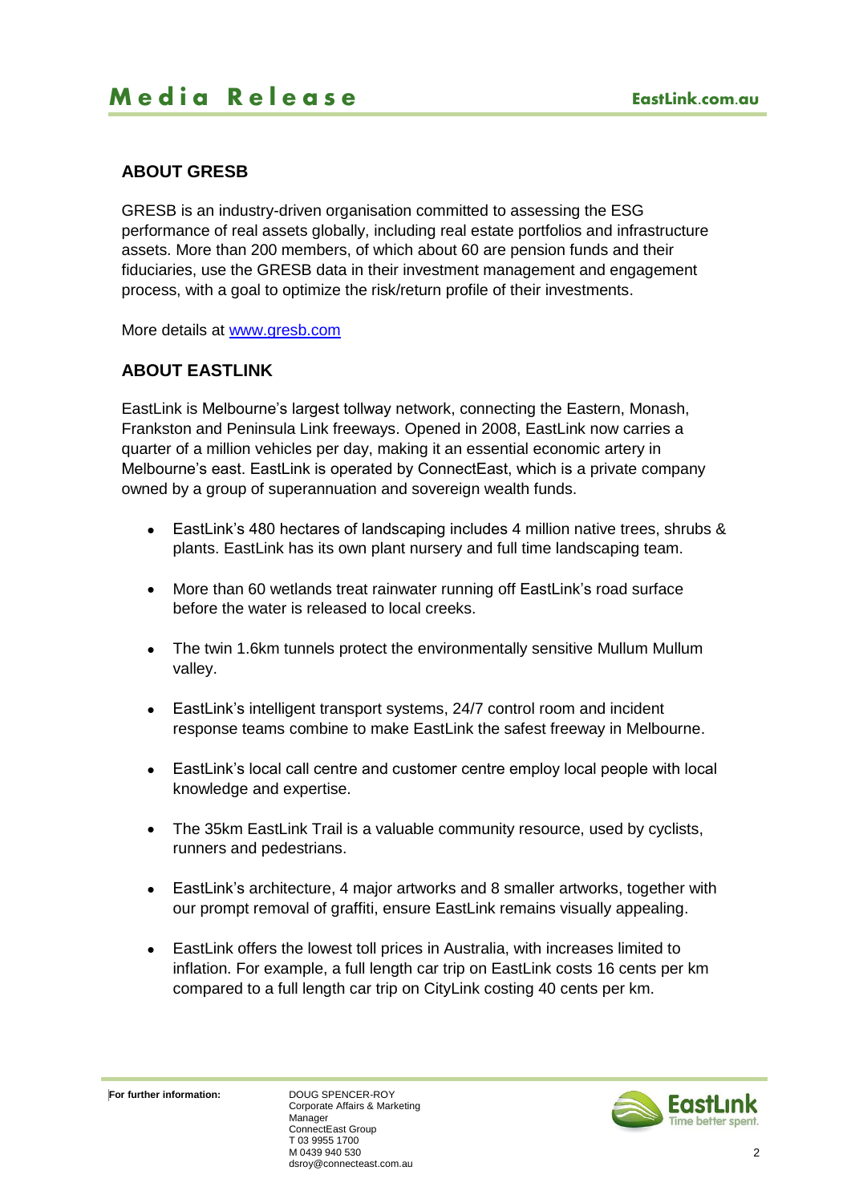## ABOUT GRESB

GRESB is an industry-driven organisation committed to assessing the ESG performance of real assets globally, including real estate portfolios and infrastructure assets. More than 200 members, of which about 60 are pension funds and their fiduciaries, use the GRESB data in their investment management and engagement process, with a goal to optimize the risk/return profile of their investments.

More details at www.gresb.com

## ABOUT EASTLINK

EastLink is Melbourne's largest tollway network, connecting the Eastern, Monash, Frankston and Peninsula Link freeways. Opened in 2008, EastLink now carries a quarter of a million vehicles per day, making it an essential economic artery in Melbourne's east. EastLink is operated by ConnectEast, which is a private company owned by a group of superannuation and sovereign wealth funds.

- EastLink's 480 hectares of landscaping includes 4 million native trees, shrubs & plants. EastLink has its own plant nursery and full time landscaping team.
- More than 60 wetlands treat rainwater running off EastLink's road surface before the water is released to local creeks.
- The twin 1.6km tunnels protect the environmentally sensitive Mullum Mullum valley.
- EastLink's intelligent transport systems, 24/7 control room and incident response teams combine to make EastLink the safest freeway in Melbourne.
- EastLink's local call centre and customer centre employ local people with local knowledge and expertise.
- The 35km EastLink Trail is a valuable community resource, used by cyclists, runners and pedestrians.
- EastLink's architecture, 4 major artworks and 8 smaller artworks, together with our prompt removal of graffiti, ensure EastLink remains visually appealing.
- EastLink offers the lowest toll prices in Australia, with increases limited to inflation. For example, a full length car trip on EastLink costs 16 cents per km compared to a full length car trip on CityLink costing 40 cents per km.

**For further information:**

DOUG SPENCER-ROY
Corporate Affairs & Marketing Manager
ConnectEast Group
T 03 9955 1700
M 0439 940 530
dsroy@connecteast.com.au